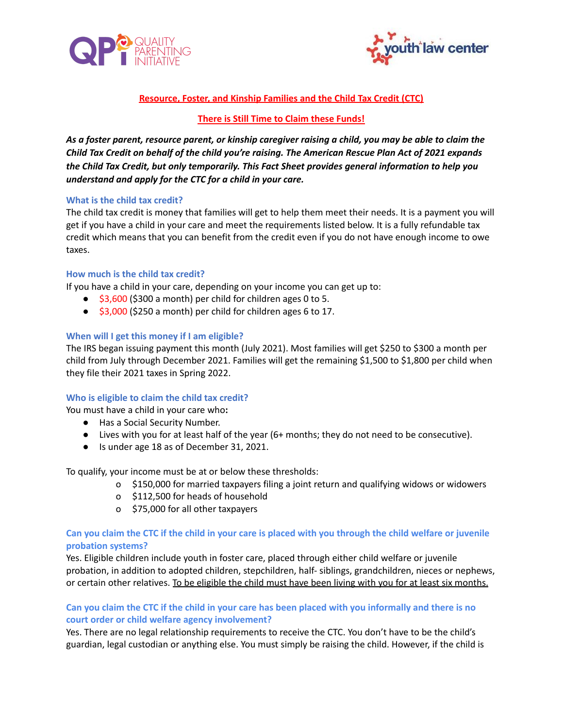## Resource, Foster, and Kinship Families and the Child Tax Credit (CTC)

## There is Still Time to Claim these Funds!

***As a foster parent, resource parent, or kinship caregiver raising a child, you may be able to claim the Child Tax Credit on behalf of the child you're raising. The American Rescue Plan Act of 2021 expands the Child Tax Credit, but only temporarily. This Fact Sheet provides general information to help you understand and apply for the CTC for a child in your care.***

### What is the child tax credit?

The child tax credit is money that families will get to help them meet their needs. It is a payment you will get if you have a child in your care and meet the requirements listed below. It is a fully refundable tax credit which means that you can benefit from the credit even if you do not have enough income to owe taxes.

### How much is the child tax credit?

If you have a child in your care, depending on your income you can get up to:

- $3,600 ($300 a month) per child for children ages 0 to 5.
- $3,000 ($250 a month) per child for children ages 6 to 17.

### When will I get this money if I am eligible?

The IRS began issuing payment this month (July 2021). Most families will get $250 to $300 a month per child from July through December 2021. Families will get the remaining $1,500 to $1,800 per child when they file their 2021 taxes in Spring 2022.

### Who is eligible to claim the child tax credit?

You must have a child in your care who**:**

- Has a Social Security Number.
- Lives with you for at least half of the year (6+ months; they do not need to be consecutive).
- Is under age 18 as of December 31, 2021.

To qualify, your income must be at or below these thresholds:

- $150,000 for married taxpayers filing a joint return and qualifying widows or widowers
- $112,500 for heads of household
- $75,000 for all other taxpayers

### Can you claim the CTC if the child in your care is placed with you through the child welfare or juvenile probation systems?

Yes. Eligible children include youth in foster care, placed through either child welfare or juvenile probation, in addition to adopted children, stepchildren, half- siblings, grandchildren, nieces or nephews, or certain other relatives. <u>To be eligible the child must have been living with you for at least six months.</u>

### Can you claim the CTC if the child in your care has been placed with you informally and there is no court order or child welfare agency involvement?

Yes. There are no legal relationship requirements to receive the CTC. You don't have to be the child's guardian, legal custodian or anything else. You must simply be raising the child. However, if the child is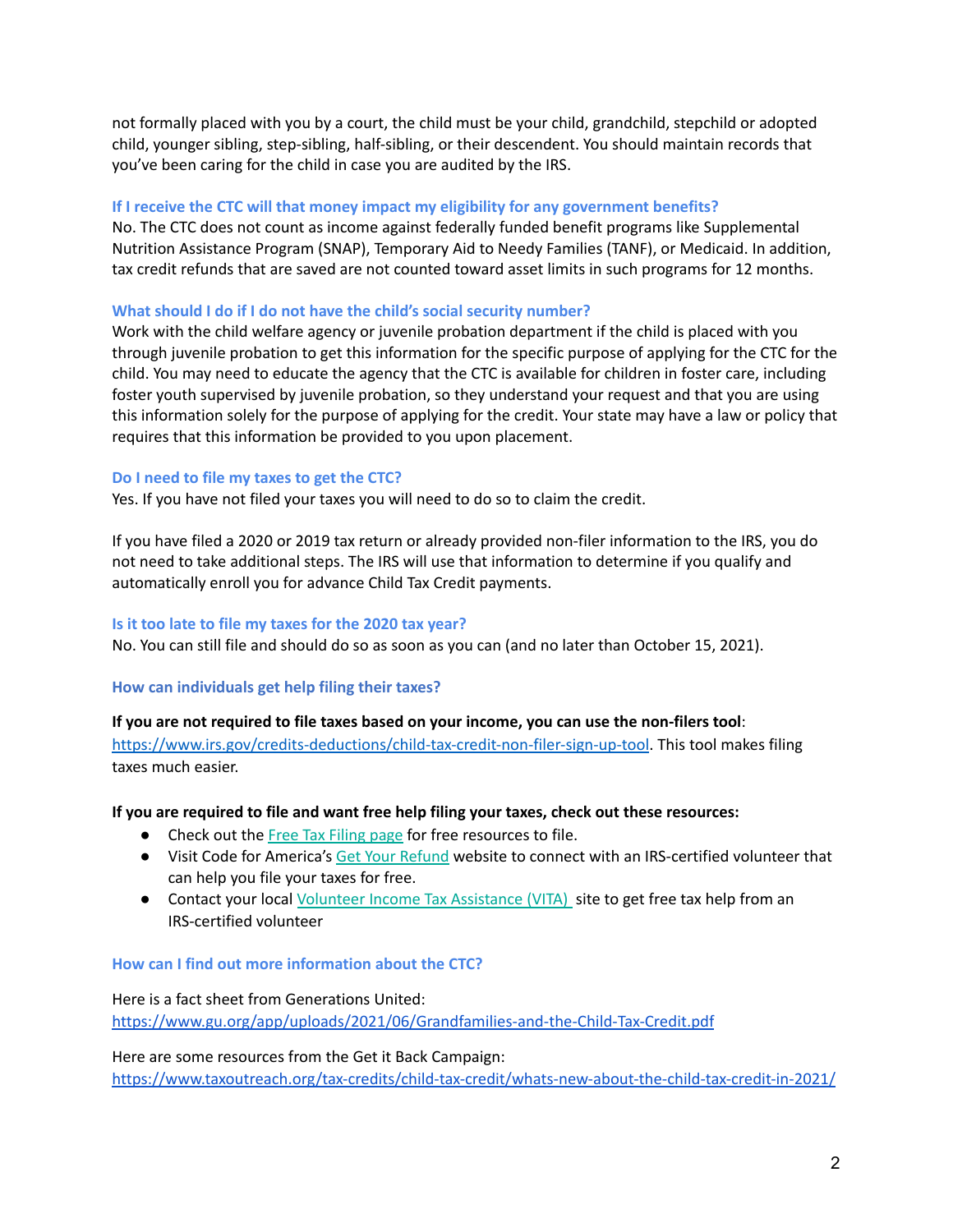not formally placed with you by a court, the child must be your child, grandchild, stepchild or adopted child, younger sibling, step-sibling, half-sibling, or their descendent. You should maintain records that you've been caring for the child in case you are audited by the IRS.

### If I receive the CTC will that money impact my eligibility for any government benefits?

No. The CTC does not count as income against federally funded benefit programs like Supplemental Nutrition Assistance Program (SNAP), Temporary Aid to Needy Families (TANF), or Medicaid. In addition, tax credit refunds that are saved are not counted toward asset limits in such programs for 12 months.

### What should I do if I do not have the child's social security number?

Work with the child welfare agency or juvenile probation department if the child is placed with you through juvenile probation to get this information for the specific purpose of applying for the CTC for the child. You may need to educate the agency that the CTC is available for children in foster care, including foster youth supervised by juvenile probation, so they understand your request and that you are using this information solely for the purpose of applying for the credit. Your state may have a law or policy that requires that this information be provided to you upon placement.

### Do I need to file my taxes to get the CTC?

Yes. If you have not filed your taxes you will need to do so to claim the credit.

If you have filed a 2020 or 2019 tax return or already provided non-filer information to the IRS, you do not need to take additional steps. The IRS will use that information to determine if you qualify and automatically enroll you for advance Child Tax Credit payments.

### Is it too late to file my taxes for the 2020 tax year?

No. You can still file and should do so as soon as you can (and no later than October 15, 2021).

### How can individuals get help filing their taxes?

**If you are not required to file taxes based on your income, you can use the non-filers tool**: https://www.irs.gov/credits-deductions/child-tax-credit-non-filer-sign-up-tool. This tool makes filing taxes much easier.

**If you are required to file and want free help filing your taxes, check out these resources:**

- Check out the Free Tax Filing page for free resources to file.
- Visit Code for America's Get Your Refund website to connect with an IRS-certified volunteer that can help you file your taxes for free.
- Contact your local Volunteer Income Tax Assistance (VITA) site to get free tax help from an IRS-certified volunteer

### How can I find out more information about the CTC?

Here is a fact sheet from Generations United:
https://www.gu.org/app/uploads/2021/06/Grandfamilies-and-the-Child-Tax-Credit.pdf

Here are some resources from the Get it Back Campaign:
https://www.taxoutreach.org/tax-credits/child-tax-credit/whats-new-about-the-child-tax-credit-in-2021/